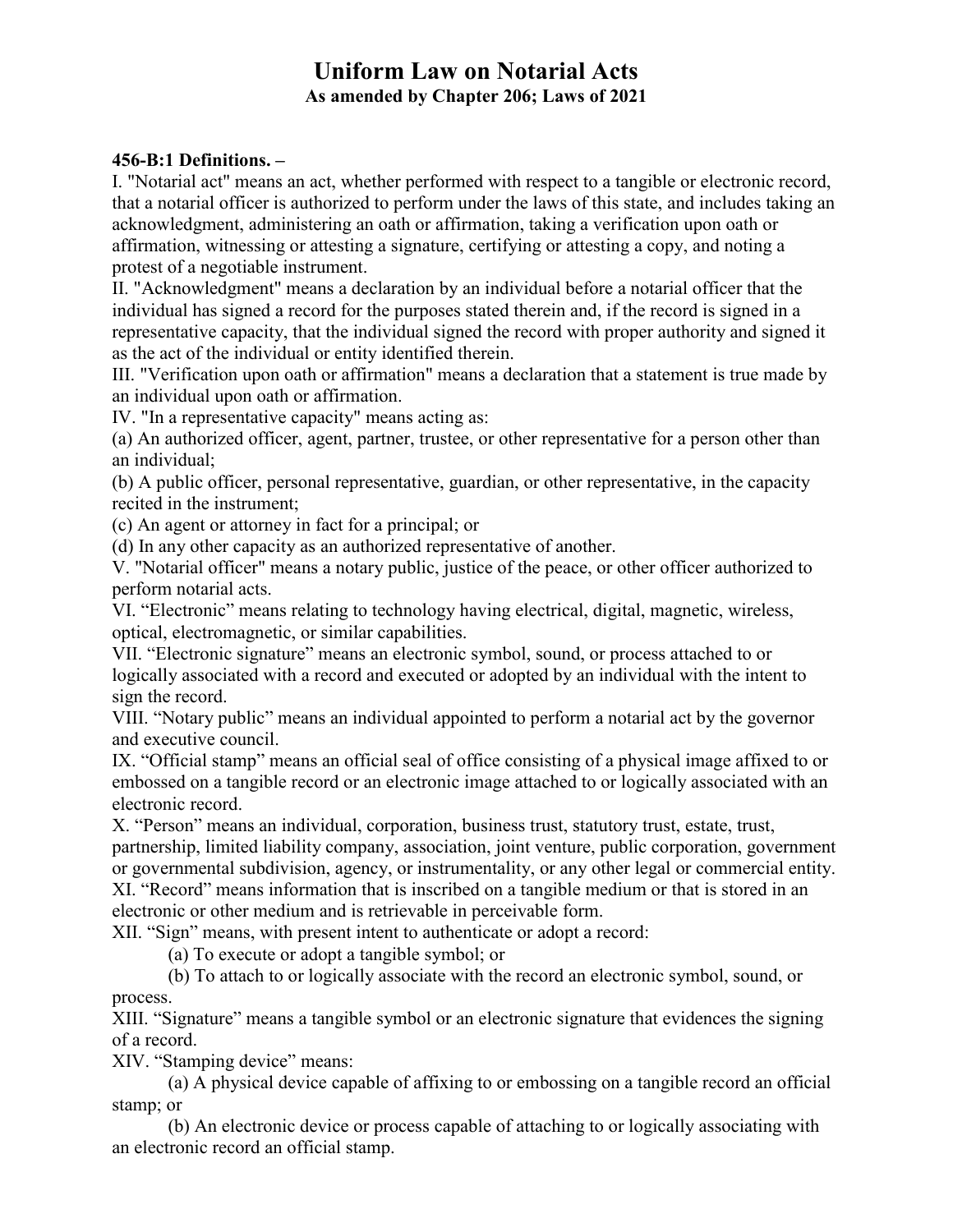# Uniform Law on Notarial Acts

## As amended by Chapter 206; Laws of 2021

**456-B:1 Definitions. –**

I. "Notarial act" means an act, whether performed with respect to a tangible or electronic record, that a notarial officer is authorized to perform under the laws of this state, and includes taking an acknowledgment, administering an oath or affirmation, taking a verification upon oath or affirmation, witnessing or attesting a signature, certifying or attesting a copy, and noting a protest of a negotiable instrument.

II. "Acknowledgment" means a declaration by an individual before a notarial officer that the individual has signed a record for the purposes stated therein and, if the record is signed in a representative capacity, that the individual signed the record with proper authority and signed it as the act of the individual or entity identified therein.

III. "Verification upon oath or affirmation" means a declaration that a statement is true made by an individual upon oath or affirmation.

IV. "In a representative capacity" means acting as:

(a) An authorized officer, agent, partner, trustee, or other representative for a person other than an individual;

(b) A public officer, personal representative, guardian, or other representative, in the capacity recited in the instrument;

(c) An agent or attorney in fact for a principal; or

(d) In any other capacity as an authorized representative of another.

V. "Notarial officer" means a notary public, justice of the peace, or other officer authorized to perform notarial acts.

VI. "Electronic" means relating to technology having electrical, digital, magnetic, wireless, optical, electromagnetic, or similar capabilities.

VII. "Electronic signature" means an electronic symbol, sound, or process attached to or logically associated with a record and executed or adopted by an individual with the intent to sign the record.

VIII. "Notary public" means an individual appointed to perform a notarial act by the governor and executive council.

IX. "Official stamp" means an official seal of office consisting of a physical image affixed to or embossed on a tangible record or an electronic image attached to or logically associated with an electronic record.

X. "Person" means an individual, corporation, business trust, statutory trust, estate, trust, partnership, limited liability company, association, joint venture, public corporation, government or governmental subdivision, agency, or instrumentality, or any other legal or commercial entity.

XI. "Record" means information that is inscribed on a tangible medium or that is stored in an electronic or other medium and is retrievable in perceivable form.

XII. "Sign" means, with present intent to authenticate or adopt a record:

(a) To execute or adopt a tangible symbol; or

(b) To attach to or logically associate with the record an electronic symbol, sound, or process.

XIII. "Signature" means a tangible symbol or an electronic signature that evidences the signing of a record.

XIV. "Stamping device" means:

(a) A physical device capable of affixing to or embossing on a tangible record an official stamp; or

(b) An electronic device or process capable of attaching to or logically associating with an electronic record an official stamp.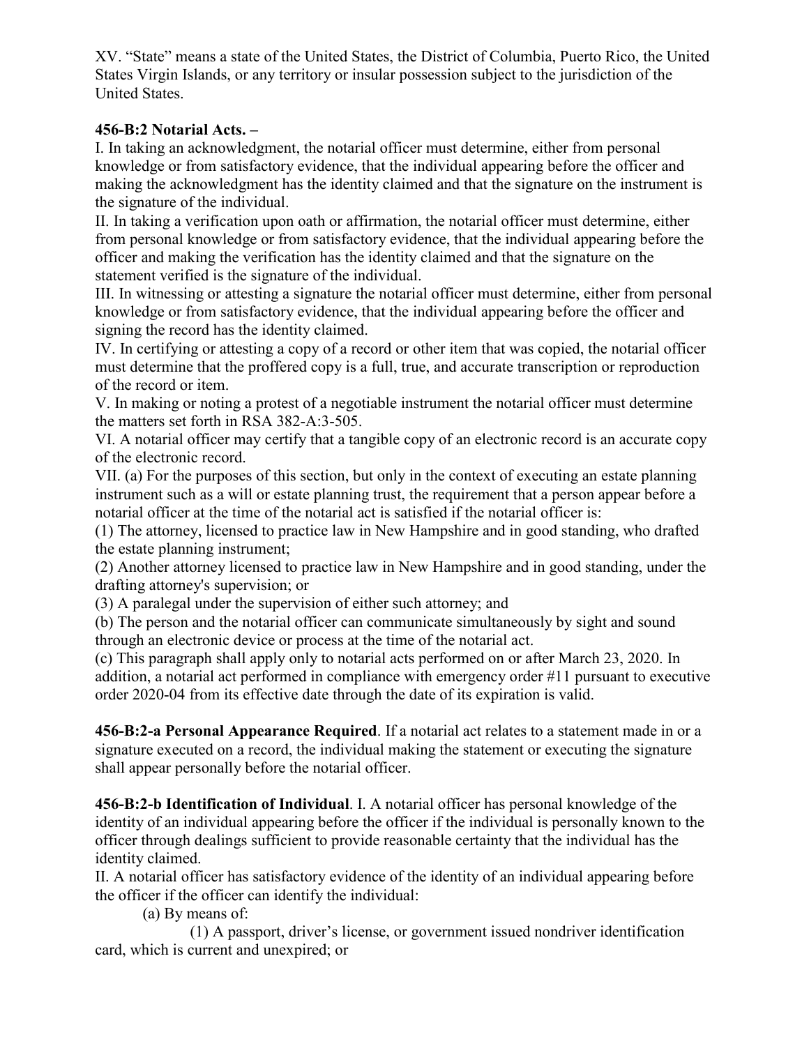XV. "State" means a state of the United States, the District of Columbia, Puerto Rico, the United States Virgin Islands, or any territory or insular possession subject to the jurisdiction of the United States.

**456-B:2 Notarial Acts. –**

I. In taking an acknowledgment, the notarial officer must determine, either from personal knowledge or from satisfactory evidence, that the individual appearing before the officer and making the acknowledgment has the identity claimed and that the signature on the instrument is the signature of the individual.

II. In taking a verification upon oath or affirmation, the notarial officer must determine, either from personal knowledge or from satisfactory evidence, that the individual appearing before the officer and making the verification has the identity claimed and that the signature on the statement verified is the signature of the individual.

III. In witnessing or attesting a signature the notarial officer must determine, either from personal knowledge or from satisfactory evidence, that the individual appearing before the officer and signing the record has the identity claimed.

IV. In certifying or attesting a copy of a record or other item that was copied, the notarial officer must determine that the proffered copy is a full, true, and accurate transcription or reproduction of the record or item.

V. In making or noting a protest of a negotiable instrument the notarial officer must determine the matters set forth in RSA 382-A:3-505.

VI. A notarial officer may certify that a tangible copy of an electronic record is an accurate copy of the electronic record.

VII. (a) For the purposes of this section, but only in the context of executing an estate planning instrument such as a will or estate planning trust, the requirement that a person appear before a notarial officer at the time of the notarial act is satisfied if the notarial officer is:

(1) The attorney, licensed to practice law in New Hampshire and in good standing, who drafted the estate planning instrument;

(2) Another attorney licensed to practice law in New Hampshire and in good standing, under the drafting attorney's supervision; or

(3) A paralegal under the supervision of either such attorney; and

(b) The person and the notarial officer can communicate simultaneously by sight and sound through an electronic device or process at the time of the notarial act.

(c) This paragraph shall apply only to notarial acts performed on or after March 23, 2020. In addition, a notarial act performed in compliance with emergency order #11 pursuant to executive order 2020-04 from its effective date through the date of its expiration is valid.

**456-B:2-a Personal Appearance Required**. If a notarial act relates to a statement made in or a signature executed on a record, the individual making the statement or executing the signature shall appear personally before the notarial officer.

**456-B:2-b Identification of Individual**. I. A notarial officer has personal knowledge of the identity of an individual appearing before the officer if the individual is personally known to the officer through dealings sufficient to provide reasonable certainty that the individual has the identity claimed.

II. A notarial officer has satisfactory evidence of the identity of an individual appearing before the officer if the officer can identify the individual:

(a) By means of:

(1) A passport, driver's license, or government issued nondriver identification card, which is current and unexpired; or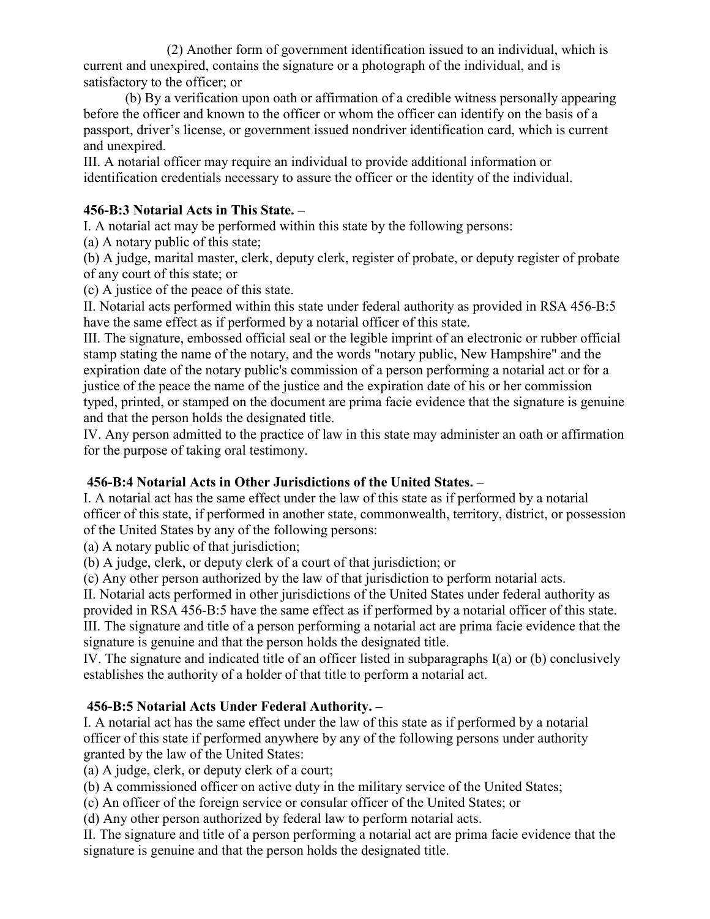(2) Another form of government identification issued to an individual, which is current and unexpired, contains the signature or a photograph of the individual, and is satisfactory to the officer; or

(b) By a verification upon oath or affirmation of a credible witness personally appearing before the officer and known to the officer or whom the officer can identify on the basis of a passport, driver's license, or government issued nondriver identification card, which is current and unexpired.

III. A notarial officer may require an individual to provide additional information or identification credentials necessary to assure the officer or the identity of the individual.

**456-B:3 Notarial Acts in This State. –**

I. A notarial act may be performed within this state by the following persons:

(a) A notary public of this state;

(b) A judge, marital master, clerk, deputy clerk, register of probate, or deputy register of probate of any court of this state; or

(c) A justice of the peace of this state.

II. Notarial acts performed within this state under federal authority as provided in RSA 456-B:5 have the same effect as if performed by a notarial officer of this state.

III. The signature, embossed official seal or the legible imprint of an electronic or rubber official stamp stating the name of the notary, and the words "notary public, New Hampshire" and the expiration date of the notary public's commission of a person performing a notarial act or for a justice of the peace the name of the justice and the expiration date of his or her commission typed, printed, or stamped on the document are prima facie evidence that the signature is genuine and that the person holds the designated title.

IV. Any person admitted to the practice of law in this state may administer an oath or affirmation for the purpose of taking oral testimony.

**456-B:4 Notarial Acts in Other Jurisdictions of the United States. –**

I. A notarial act has the same effect under the law of this state as if performed by a notarial officer of this state, if performed in another state, commonwealth, territory, district, or possession of the United States by any of the following persons:

(a) A notary public of that jurisdiction;

(b) A judge, clerk, or deputy clerk of a court of that jurisdiction; or

(c) Any other person authorized by the law of that jurisdiction to perform notarial acts.

II. Notarial acts performed in other jurisdictions of the United States under federal authority as provided in RSA 456-B:5 have the same effect as if performed by a notarial officer of this state.

III. The signature and title of a person performing a notarial act are prima facie evidence that the signature is genuine and that the person holds the designated title.

IV. The signature and indicated title of an officer listed in subparagraphs I(a) or (b) conclusively establishes the authority of a holder of that title to perform a notarial act.

**456-B:5 Notarial Acts Under Federal Authority. –**

I. A notarial act has the same effect under the law of this state as if performed by a notarial officer of this state if performed anywhere by any of the following persons under authority granted by the law of the United States:

(a) A judge, clerk, or deputy clerk of a court;

(b) A commissioned officer on active duty in the military service of the United States;

(c) An officer of the foreign service or consular officer of the United States; or

(d) Any other person authorized by federal law to perform notarial acts.

II. The signature and title of a person performing a notarial act are prima facie evidence that the signature is genuine and that the person holds the designated title.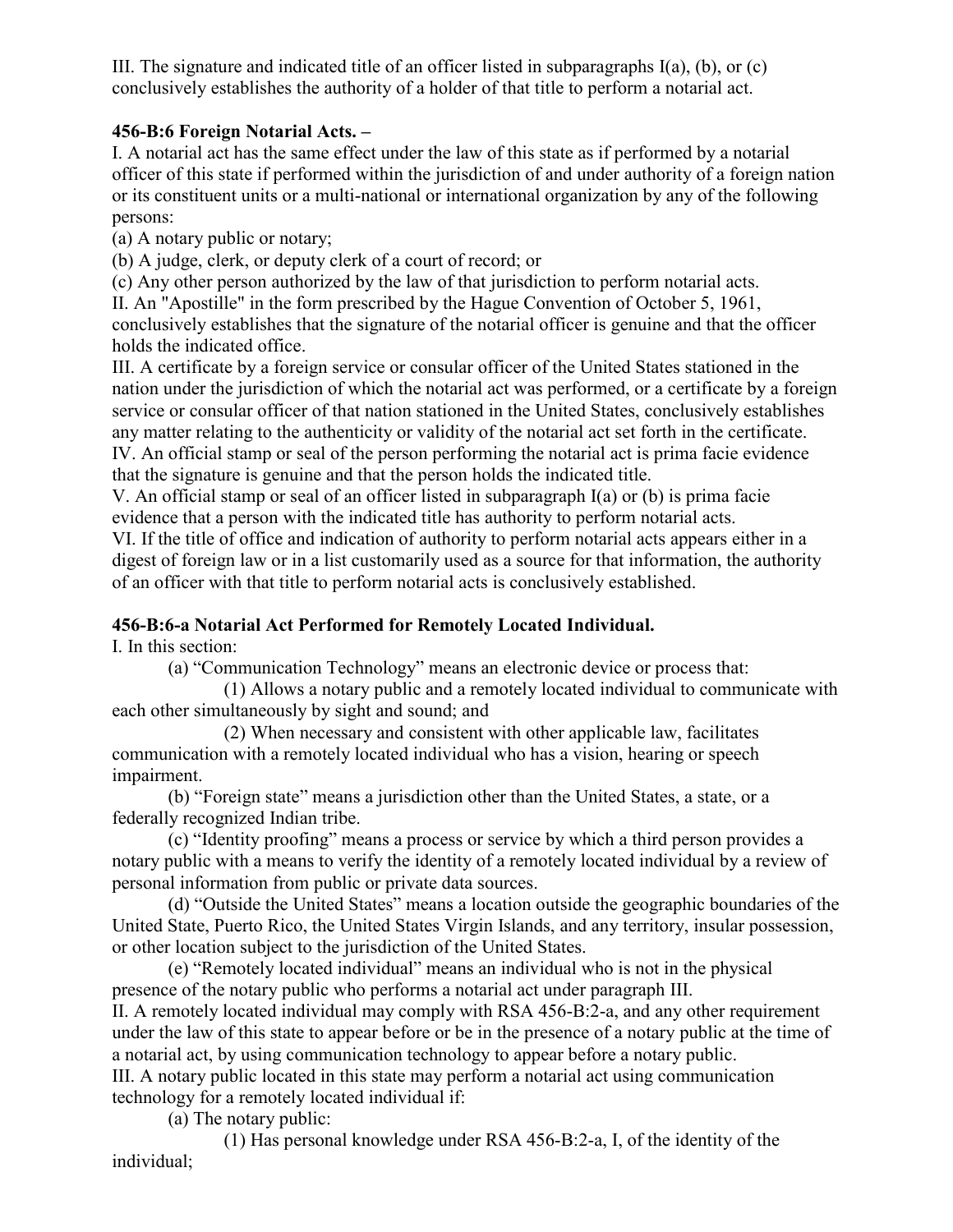III. The signature and indicated title of an officer listed in subparagraphs I(a), (b), or (c) conclusively establishes the authority of a holder of that title to perform a notarial act.

**456-B:6 Foreign Notarial Acts. –**

I. A notarial act has the same effect under the law of this state as if performed by a notarial officer of this state if performed within the jurisdiction of and under authority of a foreign nation or its constituent units or a multi-national or international organization by any of the following persons:

(a) A notary public or notary;

(b) A judge, clerk, or deputy clerk of a court of record; or

(c) Any other person authorized by the law of that jurisdiction to perform notarial acts.

II. An "Apostille" in the form prescribed by the Hague Convention of October 5, 1961, conclusively establishes that the signature of the notarial officer is genuine and that the officer holds the indicated office.

III. A certificate by a foreign service or consular officer of the United States stationed in the nation under the jurisdiction of which the notarial act was performed, or a certificate by a foreign service or consular officer of that nation stationed in the United States, conclusively establishes any matter relating to the authenticity or validity of the notarial act set forth in the certificate.

IV. An official stamp or seal of the person performing the notarial act is prima facie evidence that the signature is genuine and that the person holds the indicated title.

V. An official stamp or seal of an officer listed in subparagraph I(a) or (b) is prima facie evidence that a person with the indicated title has authority to perform notarial acts.

VI. If the title of office and indication of authority to perform notarial acts appears either in a digest of foreign law or in a list customarily used as a source for that information, the authority of an officer with that title to perform notarial acts is conclusively established.

**456-B:6-a Notarial Act Performed for Remotely Located Individual.**

I. In this section:

(a) "Communication Technology" means an electronic device or process that:

(1) Allows a notary public and a remotely located individual to communicate with each other simultaneously by sight and sound; and

(2) When necessary and consistent with other applicable law, facilitates communication with a remotely located individual who has a vision, hearing or speech impairment.

(b) "Foreign state" means a jurisdiction other than the United States, a state, or a federally recognized Indian tribe.

(c) "Identity proofing" means a process or service by which a third person provides a notary public with a means to verify the identity of a remotely located individual by a review of personal information from public or private data sources.

(d) "Outside the United States" means a location outside the geographic boundaries of the United State, Puerto Rico, the United States Virgin Islands, and any territory, insular possession, or other location subject to the jurisdiction of the United States.

(e) "Remotely located individual" means an individual who is not in the physical presence of the notary public who performs a notarial act under paragraph III.

II. A remotely located individual may comply with RSA 456-B:2-a, and any other requirement under the law of this state to appear before or be in the presence of a notary public at the time of a notarial act, by using communication technology to appear before a notary public.

III. A notary public located in this state may perform a notarial act using communication technology for a remotely located individual if:

(a) The notary public:

(1) Has personal knowledge under RSA 456-B:2-a, I, of the identity of the individual;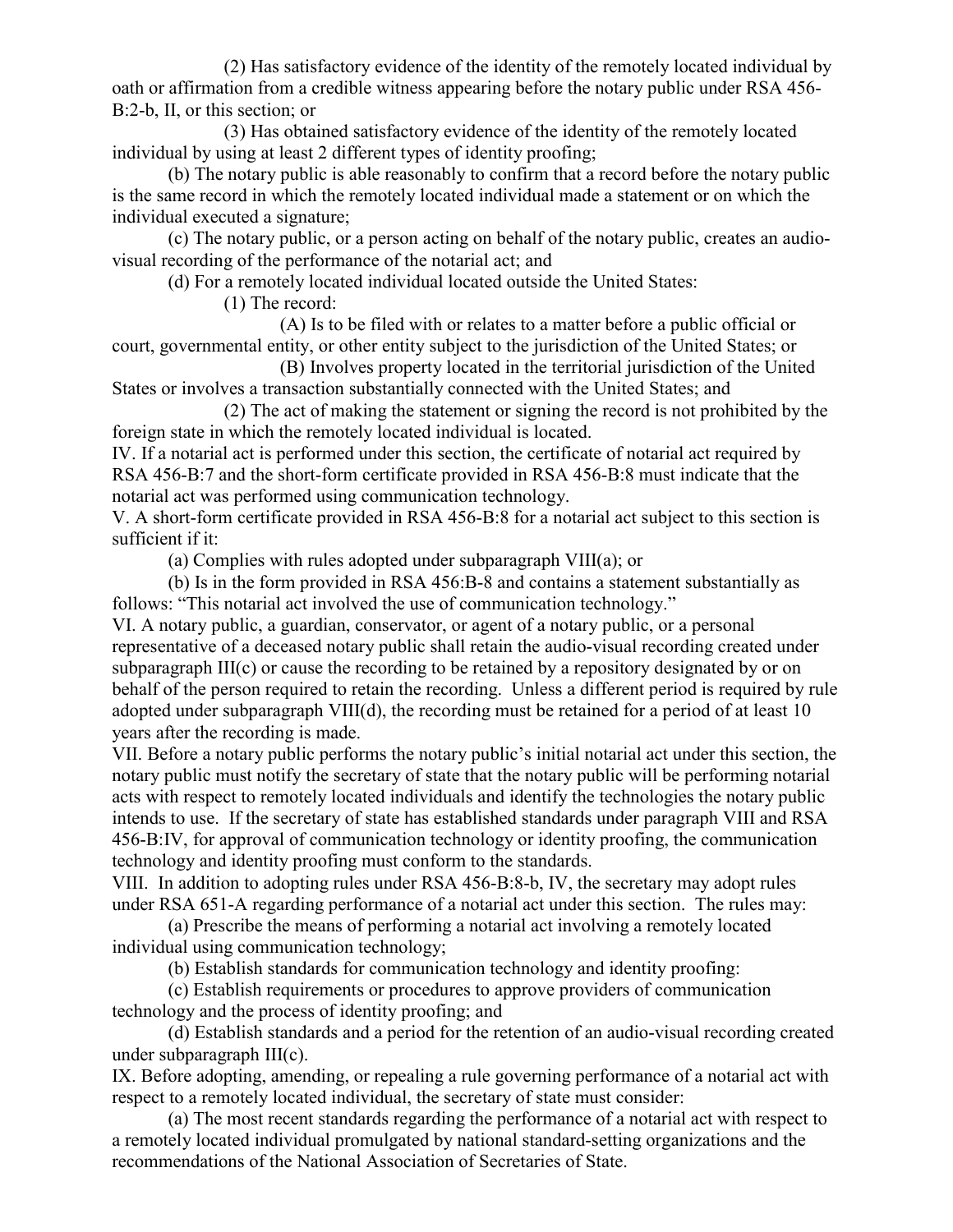(2) Has satisfactory evidence of the identity of the remotely located individual by oath or affirmation from a credible witness appearing before the notary public under RSA 456-B:2-b, II, or this section; or

(3) Has obtained satisfactory evidence of the identity of the remotely located individual by using at least 2 different types of identity proofing;

(b) The notary public is able reasonably to confirm that a record before the notary public is the same record in which the remotely located individual made a statement or on which the individual executed a signature;

(c) The notary public, or a person acting on behalf of the notary public, creates an audio-visual recording of the performance of the notarial act; and

(d) For a remotely located individual located outside the United States:

(1) The record:

(A) Is to be filed with or relates to a matter before a public official or court, governmental entity, or other entity subject to the jurisdiction of the United States; or

(B) Involves property located in the territorial jurisdiction of the United States or involves a transaction substantially connected with the United States; and

(2) The act of making the statement or signing the record is not prohibited by the foreign state in which the remotely located individual is located.

IV. If a notarial act is performed under this section, the certificate of notarial act required by RSA 456-B:7 and the short-form certificate provided in RSA 456-B:8 must indicate that the notarial act was performed using communication technology.

V. A short-form certificate provided in RSA 456-B:8 for a notarial act subject to this section is sufficient if it:

(a) Complies with rules adopted under subparagraph VIII(a); or

(b) Is in the form provided in RSA 456:B-8 and contains a statement substantially as follows: "This notarial act involved the use of communication technology."

VI. A notary public, a guardian, conservator, or agent of a notary public, or a personal representative of a deceased notary public shall retain the audio-visual recording created under subparagraph III(c) or cause the recording to be retained by a repository designated by or on behalf of the person required to retain the recording. Unless a different period is required by rule adopted under subparagraph VIII(d), the recording must be retained for a period of at least 10 years after the recording is made.

VII. Before a notary public performs the notary public's initial notarial act under this section, the notary public must notify the secretary of state that the notary public will be performing notarial acts with respect to remotely located individuals and identify the technologies the notary public intends to use. If the secretary of state has established standards under paragraph VIII and RSA 456-B:IV, for approval of communication technology or identity proofing, the communication technology and identity proofing must conform to the standards.

VIII. In addition to adopting rules under RSA 456-B:8-b, IV, the secretary may adopt rules under RSA 651-A regarding performance of a notarial act under this section. The rules may:

(a) Prescribe the means of performing a notarial act involving a remotely located individual using communication technology;

(b) Establish standards for communication technology and identity proofing:

(c) Establish requirements or procedures to approve providers of communication technology and the process of identity proofing; and

(d) Establish standards and a period for the retention of an audio-visual recording created under subparagraph III(c).

IX. Before adopting, amending, or repealing a rule governing performance of a notarial act with respect to a remotely located individual, the secretary of state must consider:

(a) The most recent standards regarding the performance of a notarial act with respect to a remotely located individual promulgated by national standard-setting organizations and the recommendations of the National Association of Secretaries of State.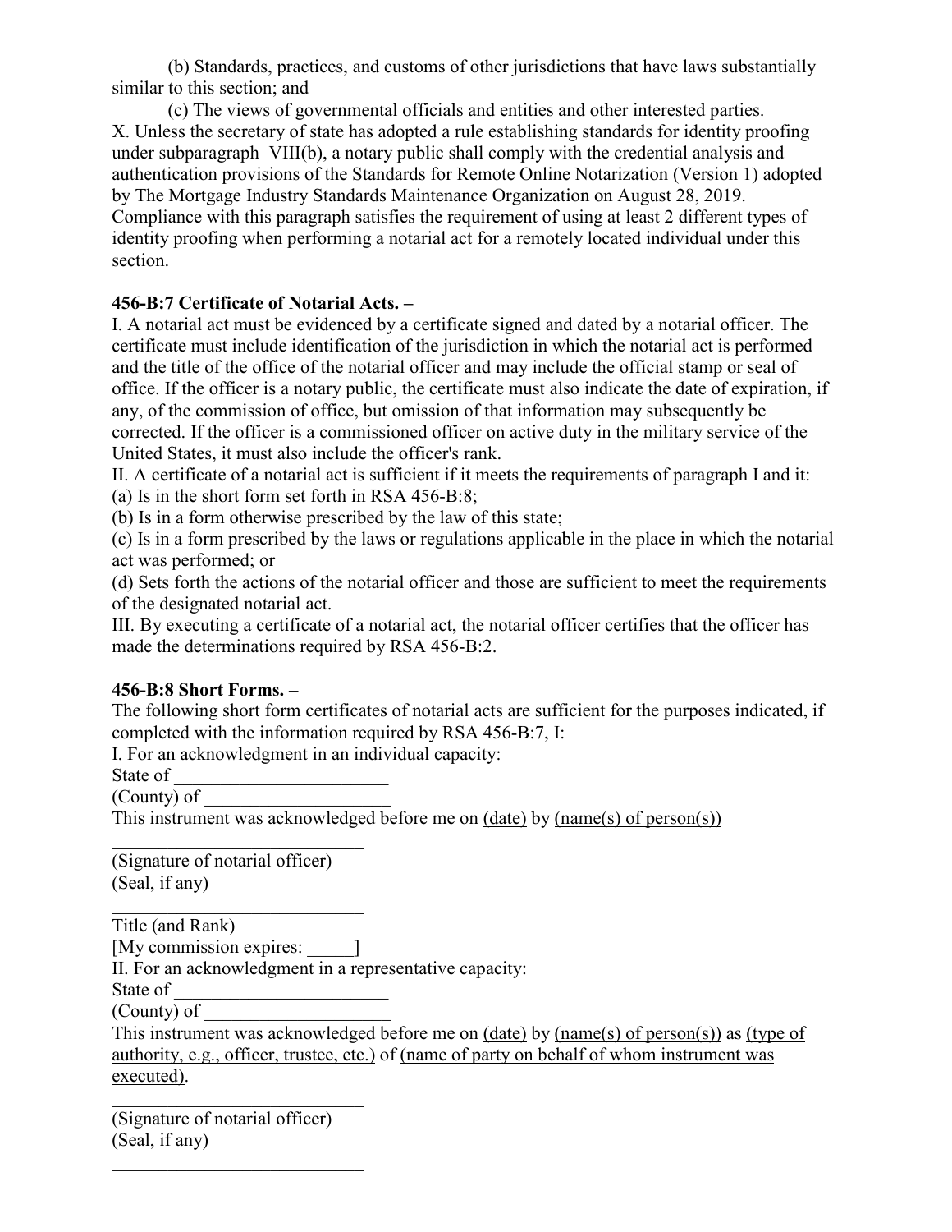(b) Standards, practices, and customs of other jurisdictions that have laws substantially similar to this section; and

(c) The views of governmental officials and entities and other interested parties.

X. Unless the secretary of state has adopted a rule establishing standards for identity proofing under subparagraph VIII(b), a notary public shall comply with the credential analysis and authentication provisions of the Standards for Remote Online Notarization (Version 1) adopted by The Mortgage Industry Standards Maintenance Organization on August 28, 2019. Compliance with this paragraph satisfies the requirement of using at least 2 different types of identity proofing when performing a notarial act for a remotely located individual under this section.

**456-B:7 Certificate of Notarial Acts. –**

I. A notarial act must be evidenced by a certificate signed and dated by a notarial officer. The certificate must include identification of the jurisdiction in which the notarial act is performed and the title of the office of the notarial officer and may include the official stamp or seal of office. If the officer is a notary public, the certificate must also indicate the date of expiration, if any, of the commission of office, but omission of that information may subsequently be corrected. If the officer is a commissioned officer on active duty in the military service of the United States, it must also include the officer's rank.

II. A certificate of a notarial act is sufficient if it meets the requirements of paragraph I and it:

(a) Is in the short form set forth in RSA 456-B:8;

(b) Is in a form otherwise prescribed by the law of this state;

(c) Is in a form prescribed by the laws or regulations applicable in the place in which the notarial act was performed; or

(d) Sets forth the actions of the notarial officer and those are sufficient to meet the requirements of the designated notarial act.

III. By executing a certificate of a notarial act, the notarial officer certifies that the officer has made the determinations required by RSA 456-B:2.

**456-B:8 Short Forms. –**

The following short form certificates of notarial acts are sufficient for the purposes indicated, if completed with the information required by RSA 456-B:7, I:

I. For an acknowledgment in an individual capacity:

State of _______________________

(County) of ____________________

This instrument was acknowledged before me on (date) by (name(s) of person(s))

____________________________

(Signature of notarial officer)

(Seal, if any)

____________________________

Title (and Rank)

[My commission expires: _____]

II. For an acknowledgment in a representative capacity:

State of _______________________

(County) of ____________________

This instrument was acknowledged before me on (date) by (name(s) of person(s)) as (type of authority, e.g., officer, trustee, etc.) of (name of party on behalf of whom instrument was executed).

____________________________

(Signature of notarial officer)

(Seal, if any)

____________________________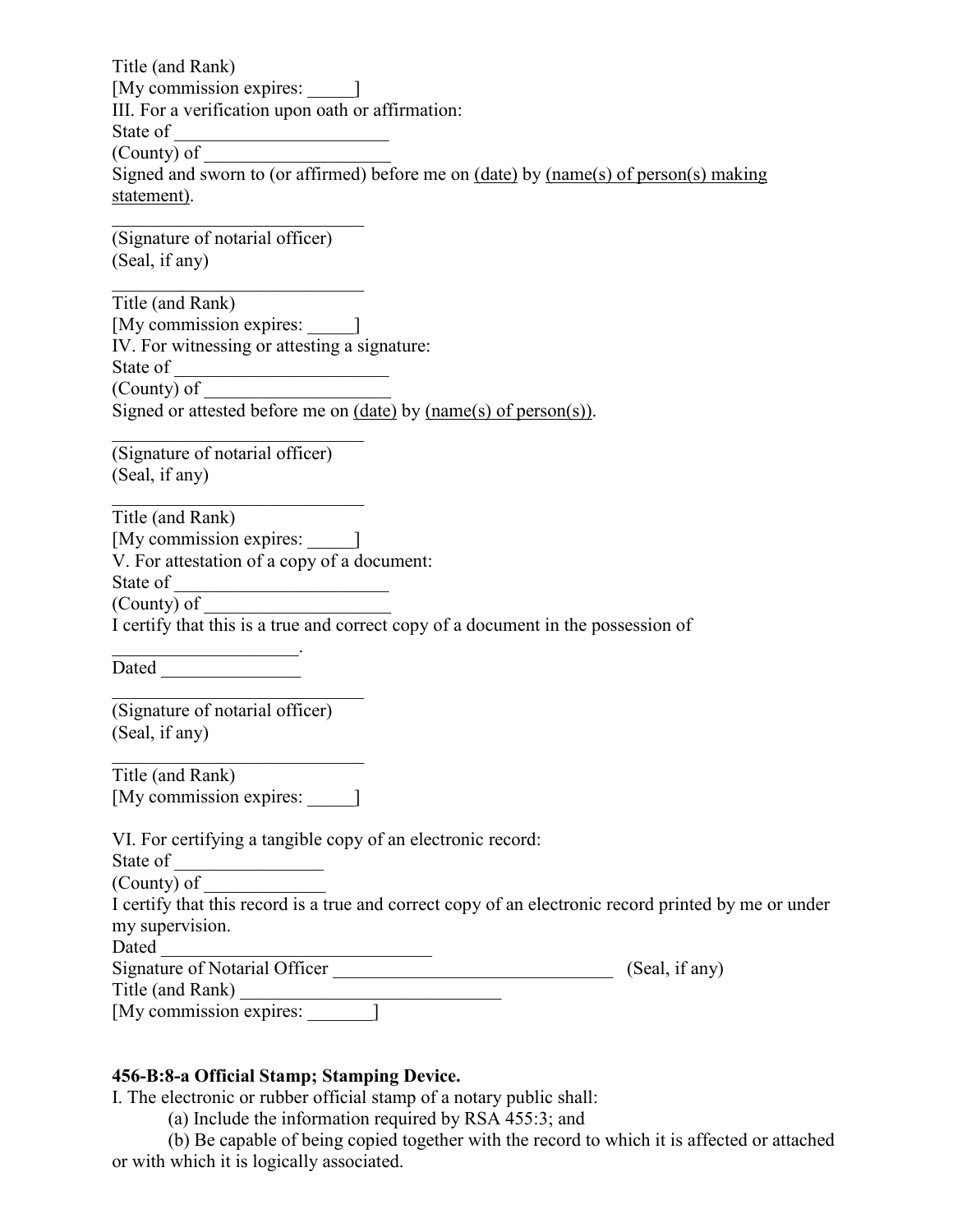Title (and Rank)
[My commission expires: _____]
III. For a verification upon oath or affirmation:
State of _______________________
(County) of ____________________
Signed and sworn to (or affirmed) before me on <u>(date)</u> by <u>(name(s) of person(s) making statement)</u>.

____________________________
(Signature of notarial officer)
(Seal, if any)

____________________________
Title (and Rank)
[My commission expires: _____]
IV. For witnessing or attesting a signature:
State of _______________________
(County) of ____________________
Signed or attested before me on <u>(date)</u> by <u>(name(s) of person(s))</u>.

____________________________
(Signature of notarial officer)
(Seal, if any)

____________________________
Title (and Rank)
[My commission expires: _____]
V. For attestation of a copy of a document:
State of _______________________
(County) of ____________________
I certify that this is a true and correct copy of a document in the possession of ____________________.
Dated _______________

____________________________
(Signature of notarial officer)
(Seal, if any)

____________________________
Title (and Rank)
[My commission expires: _____]

VI. For certifying a tangible copy of an electronic record:
State of ________________
(County) of _____________
I certify that this record is a true and correct copy of an electronic record printed by me or under my supervision.
Dated ______________________________
Signature of Notarial Officer ______________________________ (Seal, if any)
Title (and Rank) ____________________________
[My commission expires: _______]

**456-B:8-a Official Stamp; Stamping Device.**
I. The electronic or rubber official stamp of a notary public shall:
(a) Include the information required by RSA 455:3; and
(b) Be capable of being copied together with the record to which it is affected or attached or with which it is logically associated.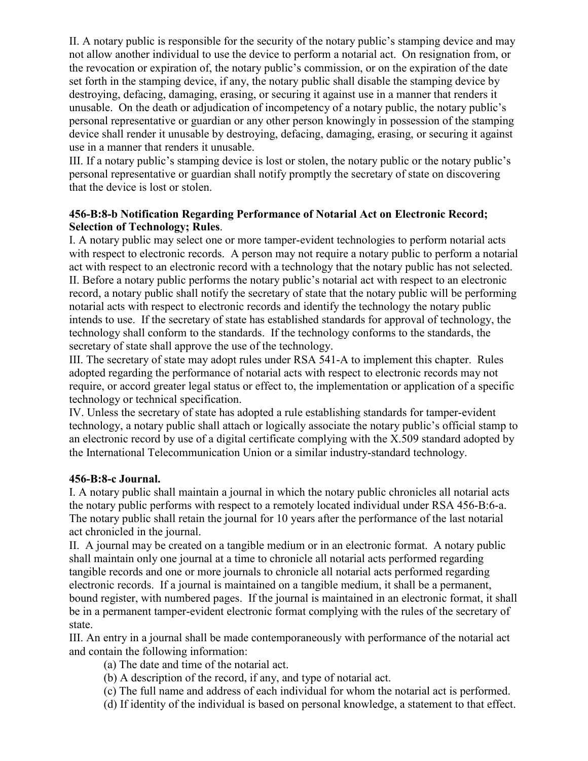II. A notary public is responsible for the security of the notary public's stamping device and may not allow another individual to use the device to perform a notarial act. On resignation from, or the revocation or expiration of, the notary public's commission, or on the expiration of the date set forth in the stamping device, if any, the notary public shall disable the stamping device by destroying, defacing, damaging, erasing, or securing it against use in a manner that renders it unusable. On the death or adjudication of incompetency of a notary public, the notary public's personal representative or guardian or any other person knowingly in possession of the stamping device shall render it unusable by destroying, defacing, damaging, erasing, or securing it against use in a manner that renders it unusable.

III. If a notary public's stamping device is lost or stolen, the notary public or the notary public's personal representative or guardian shall notify promptly the secretary of state on discovering that the device is lost or stolen.

**456-B:8-b Notification Regarding Performance of Notarial Act on Electronic Record; Selection of Technology; Rules**.

I. A notary public may select one or more tamper-evident technologies to perform notarial acts with respect to electronic records. A person may not require a notary public to perform a notarial act with respect to an electronic record with a technology that the notary public has not selected.

II. Before a notary public performs the notary public's notarial act with respect to an electronic record, a notary public shall notify the secretary of state that the notary public will be performing notarial acts with respect to electronic records and identify the technology the notary public intends to use. If the secretary of state has established standards for approval of technology, the technology shall conform to the standards. If the technology conforms to the standards, the secretary of state shall approve the use of the technology.

III. The secretary of state may adopt rules under RSA 541-A to implement this chapter. Rules adopted regarding the performance of notarial acts with respect to electronic records may not require, or accord greater legal status or effect to, the implementation or application of a specific technology or technical specification.

IV. Unless the secretary of state has adopted a rule establishing standards for tamper-evident technology, a notary public shall attach or logically associate the notary public's official stamp to an electronic record by use of a digital certificate complying with the X.509 standard adopted by the International Telecommunication Union or a similar industry-standard technology.

**456-B:8-c Journal.**

I. A notary public shall maintain a journal in which the notary public chronicles all notarial acts the notary public performs with respect to a remotely located individual under RSA 456-B:6-a. The notary public shall retain the journal for 10 years after the performance of the last notarial act chronicled in the journal.

II. A journal may be created on a tangible medium or in an electronic format. A notary public shall maintain only one journal at a time to chronicle all notarial acts performed regarding tangible records and one or more journals to chronicle all notarial acts performed regarding electronic records. If a journal is maintained on a tangible medium, it shall be a permanent, bound register, with numbered pages. If the journal is maintained in an electronic format, it shall be in a permanent tamper-evident electronic format complying with the rules of the secretary of state.

III. An entry in a journal shall be made contemporaneously with performance of the notarial act and contain the following information:

(a) The date and time of the notarial act.

(b) A description of the record, if any, and type of notarial act.

(c) The full name and address of each individual for whom the notarial act is performed.

(d) If identity of the individual is based on personal knowledge, a statement to that effect.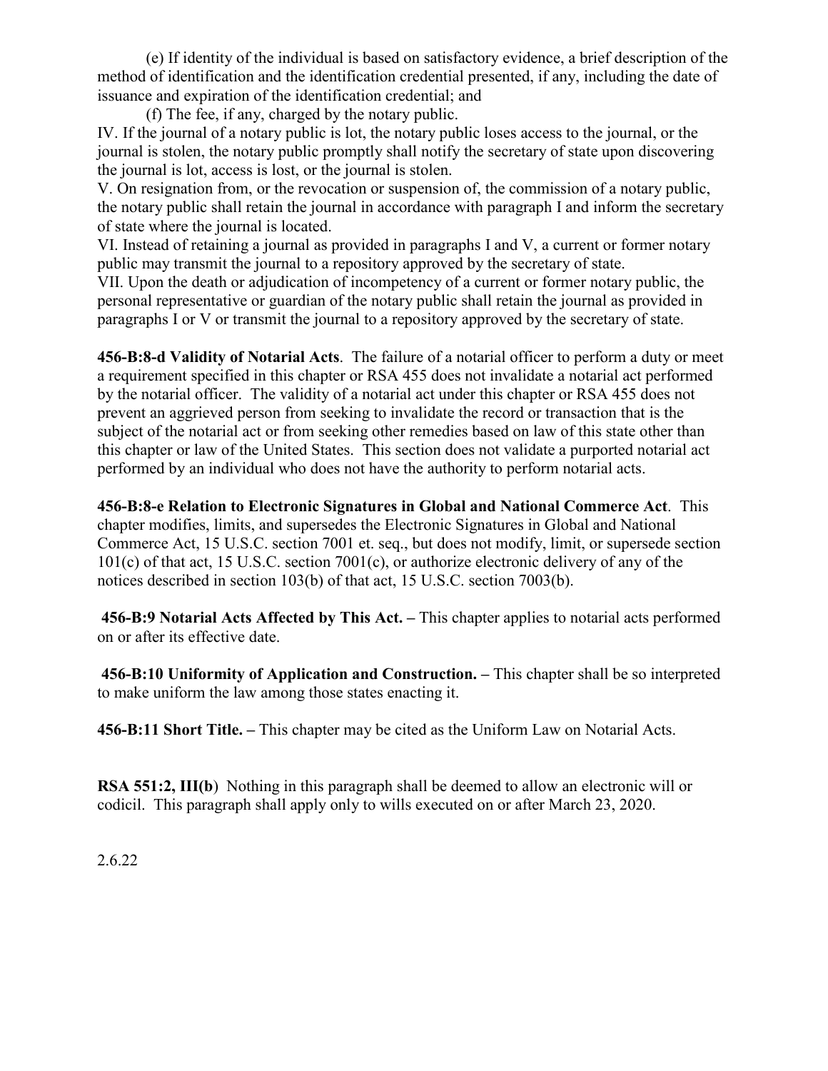(e) If identity of the individual is based on satisfactory evidence, a brief description of the method of identification and the identification credential presented, if any, including the date of issuance and expiration of the identification credential; and

(f) The fee, if any, charged by the notary public.

IV. If the journal of a notary public is lot, the notary public loses access to the journal, or the journal is stolen, the notary public promptly shall notify the secretary of state upon discovering the journal is lot, access is lost, or the journal is stolen.

V. On resignation from, or the revocation or suspension of, the commission of a notary public, the notary public shall retain the journal in accordance with paragraph I and inform the secretary of state where the journal is located.

VI. Instead of retaining a journal as provided in paragraphs I and V, a current or former notary public may transmit the journal to a repository approved by the secretary of state.

VII. Upon the death or adjudication of incompetency of a current or former notary public, the personal representative or guardian of the notary public shall retain the journal as provided in paragraphs I or V or transmit the journal to a repository approved by the secretary of state.

**456-B:8-d Validity of Notarial Acts**. The failure of a notarial officer to perform a duty or meet a requirement specified in this chapter or RSA 455 does not invalidate a notarial act performed by the notarial officer. The validity of a notarial act under this chapter or RSA 455 does not prevent an aggrieved person from seeking to invalidate the record or transaction that is the subject of the notarial act or from seeking other remedies based on law of this state other than this chapter or law of the United States. This section does not validate a purported notarial act performed by an individual who does not have the authority to perform notarial acts.

**456-B:8-e Relation to Electronic Signatures in Global and National Commerce Act**. This chapter modifies, limits, and supersedes the Electronic Signatures in Global and National Commerce Act, 15 U.S.C. section 7001 et. seq., but does not modify, limit, or supersede section 101(c) of that act, 15 U.S.C. section 7001(c), or authorize electronic delivery of any of the notices described in section 103(b) of that act, 15 U.S.C. section 7003(b).

**456-B:9 Notarial Acts Affected by This Act. –** This chapter applies to notarial acts performed on or after its effective date.

**456-B:10 Uniformity of Application and Construction. –** This chapter shall be so interpreted to make uniform the law among those states enacting it.

**456-B:11 Short Title. –** This chapter may be cited as the Uniform Law on Notarial Acts.

**RSA 551:2, III(b**) Nothing in this paragraph shall be deemed to allow an electronic will or codicil. This paragraph shall apply only to wills executed on or after March 23, 2020.

2.6.22